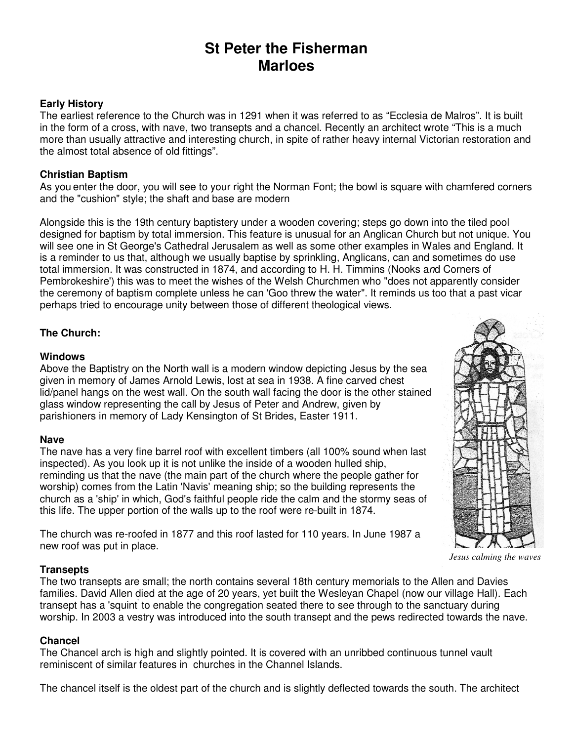# St Peter the Fisherman
# Marloes

**Early History**

The earliest reference to the Church was in 1291 when it was referred to as "Ecclesia de Malros". It is built in the form of a cross, with nave, two transepts and a chancel. Recently an architect wrote "This is a much more than usually attractive and interesting church, in spite of rather heavy internal Victorian restoration and the almost total absence of old fittings".

**Christian Baptism**

As you enter the door, you will see to your right the Norman Font; the bowl is square with chamfered corners and the "cushion" style; the shaft and base are modern

Alongside this is the 19th century baptistery under a wooden covering; steps go down into the tiled pool designed for baptism by total immersion. This feature is unusual for an Anglican Church but not unique. You will see one in St George's Cathedral Jerusalem as well as some other examples in Wales and England. It is a reminder to us that, although we usually baptise by sprinkling, Anglicans, can and sometimes do use total immersion. It was constructed in 1874, and according to H. H. Timmins (Nooks a*n*d Corners of Pembrokeshire') this was to meet the wishes of the Welsh Churchmen who "does not apparently consider the ceremony of baptism complete unless he can 'Goo threw the water". It reminds us too that a past vicar perhaps tried to encourage unity between those of different theological views.

**The Church:**

**Windows**

Above the Baptistry on the North wall is a modern window depicting Jesus by the sea given in memory of James Arnold Lewis, lost at sea in 1938. A fine carved chest lid/panel hangs on the west wall. On the south wall facing the door is the other stained glass window representing the call by Jesus of Peter and Andrew, given by parishioners in memory of Lady Kensington of St Brides, Easter 1911.

*Jesus calming the waves*

**Nave**

The nave has a very fine barrel roof with excellent timbers (all 100% sound when last inspected). As you look up it is not unlike the inside of a wooden hulled ship, reminding us that the nave (the main part of the church where the people gather for worship) comes from the Latin 'Navis' meaning ship; so the building represents the church as a 'ship' in which, God's faithful people ride the calm and the stormy seas of this life. The upper portion of the walls up to the roof were re-built in 1874.

The church was re-roofed in 1877 and this roof lasted for 110 years. In June 1987 a new roof was put in place.

**Transepts**

The two transepts are small; the north contains several 18th century memorials to the Allen and Davies families. David Allen died at the age of 20 years, yet built the Wesleyan Chapel (now our village Hall). Each transept has a 'squint' to enable the congregation seated there to see through to the sanctuary during worship. In 2003 a vestry was introduced into the south transept and the pews redirected towards the nave.

**Chancel**

The Chancel arch is high and slightly pointed. It is covered with an unribbed continuous tunnel vault reminiscent of similar features in churches in the Channel Islands.

The chancel itself is the oldest part of the church and is slightly deflected towards the south. The architect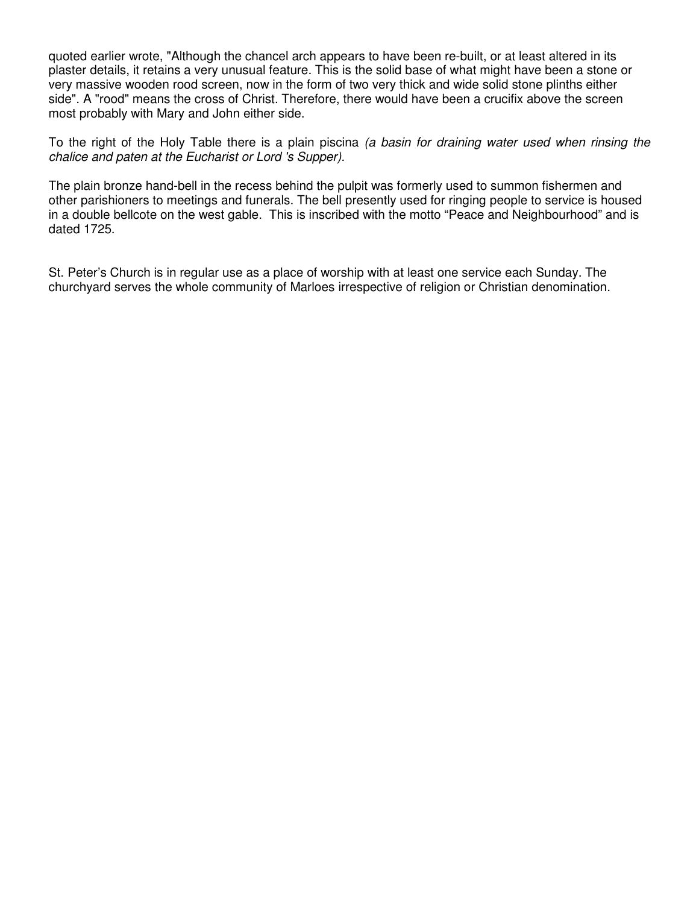quoted earlier wrote, "Although the chancel arch appears to have been re-built, or at least altered in its plaster details, it retains a very unusual feature. This is the solid base of what might have been a stone or very massive wooden rood screen, now in the form of two very thick and wide solid stone plinths either side". A "rood" means the cross of Christ. Therefore, there would have been a crucifix above the screen most probably with Mary and John either side.

To the right of the Holy Table there is a plain piscina *(a basin for draining water used when rinsing the chalice and paten at the Eucharist or Lord 's Supper).*

The plain bronze hand-bell in the recess behind the pulpit was formerly used to summon fishermen and other parishioners to meetings and funerals. The bell presently used for ringing people to service is housed in a double bellcote on the west gable. This is inscribed with the motto “Peace and Neighbourhood” and is dated 1725.

St. Peter’s Church is in regular use as a place of worship with at least one service each Sunday. The churchyard serves the whole community of Marloes irrespective of religion or Christian denomination.